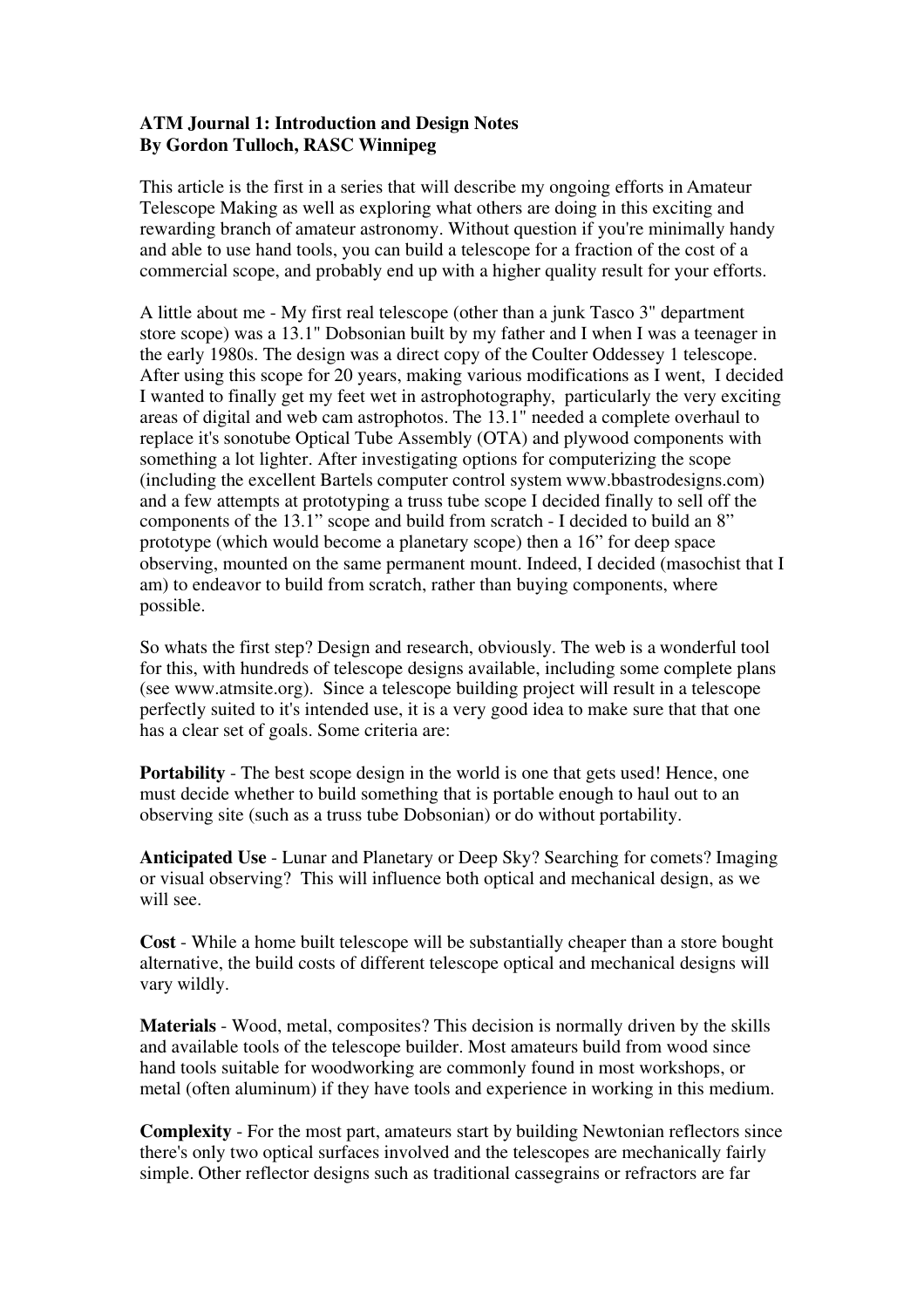**ATM Journal 1: Introduction and Design Notes**
**By Gordon Tulloch, RASC Winnipeg**

This article is the first in a series that will describe my ongoing efforts in Amateur Telescope Making as well as exploring what others are doing in this exciting and rewarding branch of amateur astronomy. Without question if you're minimally handy and able to use hand tools, you can build a telescope for a fraction of the cost of a commercial scope, and probably end up with a higher quality result for your efforts.

A little about me - My first real telescope (other than a junk Tasco 3" department store scope) was a 13.1" Dobsonian built by my father and I when I was a teenager in the early 1980s. The design was a direct copy of the Coulter Oddessey 1 telescope. After using this scope for 20 years, making various modifications as I went, I decided I wanted to finally get my feet wet in astrophotography, particularly the very exciting areas of digital and web cam astrophotos. The 13.1" needed a complete overhaul to replace it's sonotube Optical Tube Assembly (OTA) and plywood components with something a lot lighter. After investigating options for computerizing the scope (including the excellent Bartels computer control system www.bbastrodesigns.com) and a few attempts at prototyping a truss tube scope I decided finally to sell off the components of the 13.1" scope and build from scratch - I decided to build an 8" prototype (which would become a planetary scope) then a 16" for deep space observing, mounted on the same permanent mount. Indeed, I decided (masochist that I am) to endeavor to build from scratch, rather than buying components, where possible.

So whats the first step? Design and research, obviously. The web is a wonderful tool for this, with hundreds of telescope designs available, including some complete plans (see www.atmsite.org). Since a telescope building project will result in a telescope perfectly suited to it's intended use, it is a very good idea to make sure that that one has a clear set of goals. Some criteria are:

**Portability** - The best scope design in the world is one that gets used! Hence, one must decide whether to build something that is portable enough to haul out to an observing site (such as a truss tube Dobsonian) or do without portability.

**Anticipated Use** - Lunar and Planetary or Deep Sky? Searching for comets? Imaging or visual observing? This will influence both optical and mechanical design, as we will see.

**Cost** - While a home built telescope will be substantially cheaper than a store bought alternative, the build costs of different telescope optical and mechanical designs will vary wildly.

**Materials** - Wood, metal, composites? This decision is normally driven by the skills and available tools of the telescope builder. Most amateurs build from wood since hand tools suitable for woodworking are commonly found in most workshops, or metal (often aluminum) if they have tools and experience in working in this medium.

**Complexity** - For the most part, amateurs start by building Newtonian reflectors since there's only two optical surfaces involved and the telescopes are mechanically fairly simple. Other reflector designs such as traditional cassegrains or refractors are far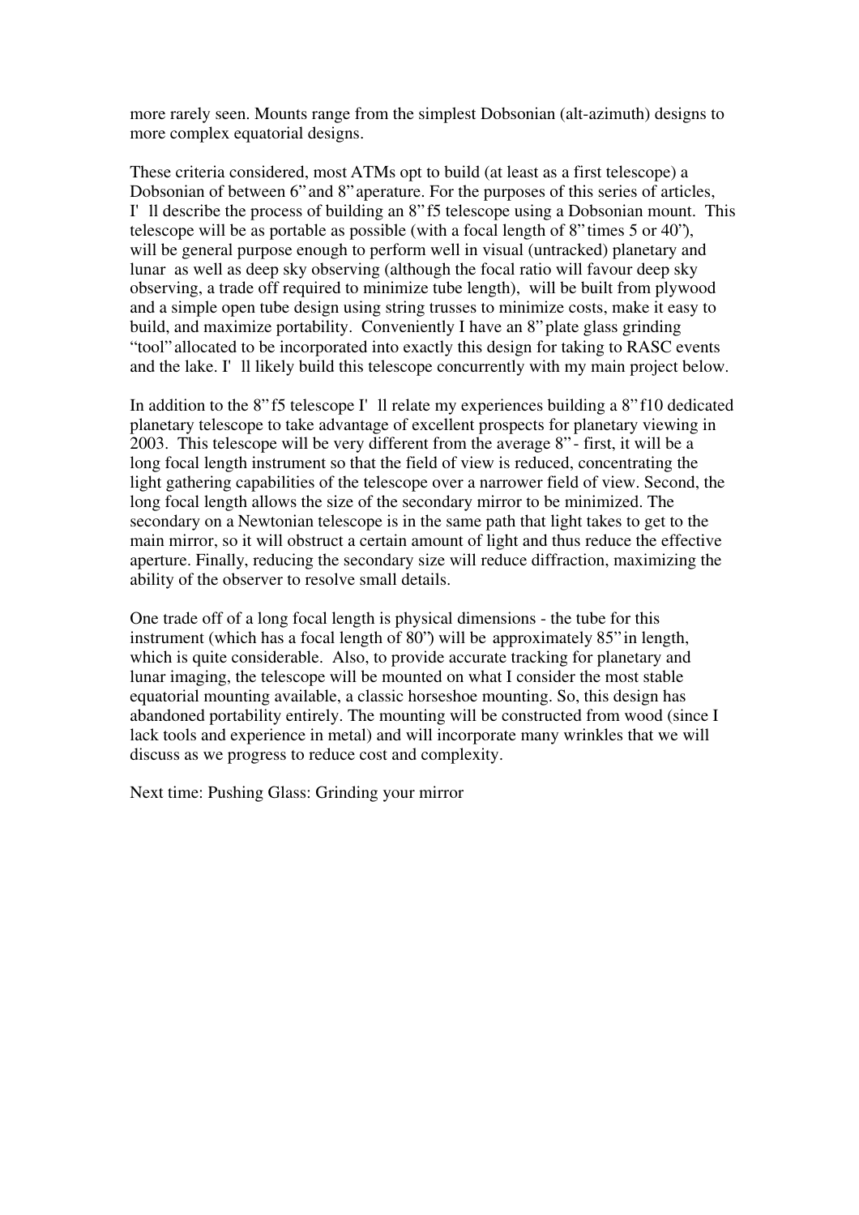more rarely seen. Mounts range from the simplest Dobsonian (alt-azimuth) designs to more complex equatorial designs.

These criteria considered, most ATMs opt to build (at least as a first telescope) a Dobsonian of between 6" and 8" aperture. For the purposes of this series of articles, I'll describe the process of building an 8" f5 telescope using a Dobsonian mount. This telescope will be as portable as possible (with a focal length of 8" times 5 or 40"), will be general purpose enough to perform well in visual (untracked) planetary and lunar as well as deep sky observing (although the focal ratio will favour deep sky observing, a trade off required to minimize tube length), will be built from plywood and a simple open tube design using string trusses to minimize costs, make it easy to build, and maximize portability. Conveniently I have an 8" plate glass grinding "tool" allocated to be incorporated into exactly this design for taking to RASC events and the lake. I'll likely build this telescope concurrently with my main project below.

In addition to the 8" f5 telescope I'll relate my experiences building a 8" f10 dedicated planetary telescope to take advantage of excellent prospects for planetary viewing in 2003. This telescope will be very different from the average 8" - first, it will be a long focal length instrument so that the field of view is reduced, concentrating the light gathering capabilities of the telescope over a narrower field of view. Second, the long focal length allows the size of the secondary mirror to be minimized. The secondary on a Newtonian telescope is in the same path that light takes to get to the main mirror, so it will obstruct a certain amount of light and thus reduce the effective aperture. Finally, reducing the secondary size will reduce diffraction, maximizing the ability of the observer to resolve small details.

One trade off of a long focal length is physical dimensions - the tube for this instrument (which has a focal length of 80") will be approximately 85" in length, which is quite considerable. Also, to provide accurate tracking for planetary and lunar imaging, the telescope will be mounted on what I consider the most stable equatorial mounting available, a classic horseshoe mounting. So, this design has abandoned portability entirely. The mounting will be constructed from wood (since I lack tools and experience in metal) and will incorporate many wrinkles that we will discuss as we progress to reduce cost and complexity.

Next time: Pushing Glass: Grinding your mirror